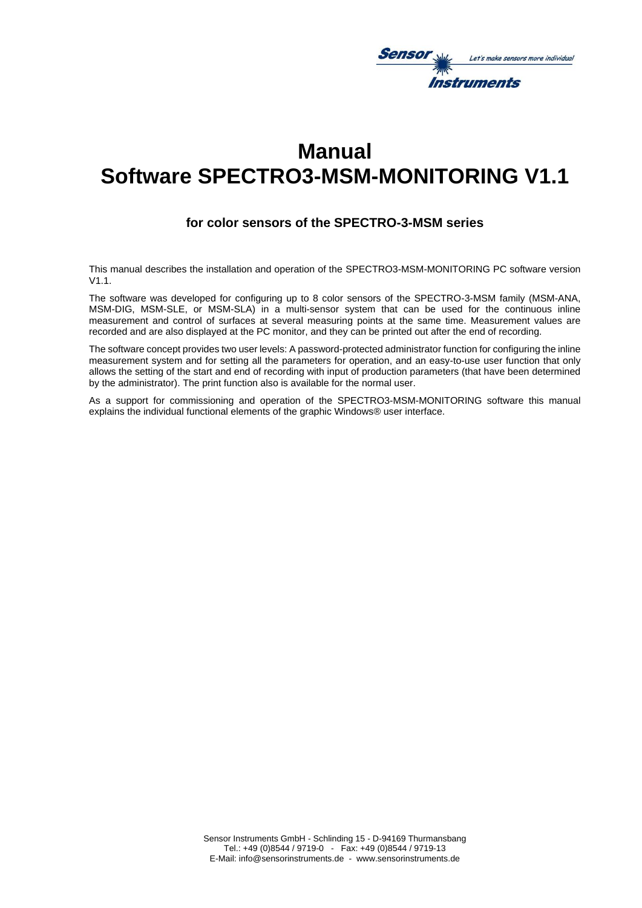# Manual
# Software SPECTRO3-MSM-MONITORING V1.1

### for color sensors of the SPECTRO-3-MSM series

This manual describes the installation and operation of the SPECTRO3-MSM-MONITORING PC software version V1.1.

The software was developed for configuring up to 8 color sensors of the SPECTRO-3-MSM family (MSM-ANA, MSM-DIG, MSM-SLE, or MSM-SLA) in a multi-sensor system that can be used for the continuous inline measurement and control of surfaces at several measuring points at the same time. Measurement values are recorded and are also displayed at the PC monitor, and they can be printed out after the end of recording.

The software concept provides two user levels: A password-protected administrator function for configuring the inline measurement system and for setting all the parameters for operation, and an easy-to-use user function that only allows the setting of the start and end of recording with input of production parameters (that have been determined by the administrator). The print function also is available for the normal user.

As a support for commissioning and operation of the SPECTRO3-MSM-MONITORING software this manual explains the individual functional elements of the graphic Windows® user interface.

Sensor Instruments GmbH - Schlinding 15 - D-94169 Thurmansbang
Tel.: +49 (0)8544 / 9719-0 - Fax: +49 (0)8544 / 9719-13
E-Mail: info@sensorinstruments.de - www.sensorinstruments.de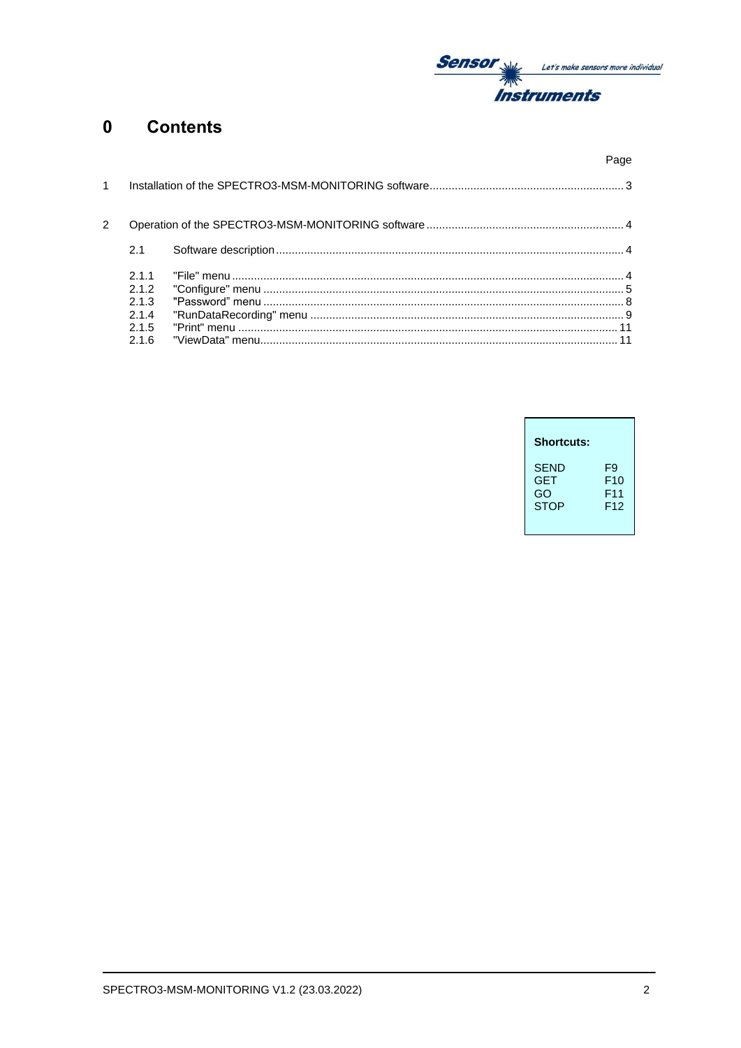# 0 Contents

| | | Page |
|---|---|---|
| 1 | Installation of the SPECTRO3-MSM-MONITORING software | 3 |
| 2 | Operation of the SPECTRO3-MSM-MONITORING software | 4 |
| 2.1 | Software description | 4 |
| 2.1.1 | "File" menu | 4 |
| 2.1.2 | "Configure" menu | 5 |
| 2.1.3 | "Password" menu | 8 |
| 2.1.4 | "RunDataRecording" menu | 9 |
| 2.1.5 | "Print" menu | 11 |
| 2.1.6 | "ViewData" menu | 11 |

**Shortcuts:**

| | |
|---|---|
| SEND | F9 |
| GET | F10 |
| GO | F11 |
| STOP | F12 |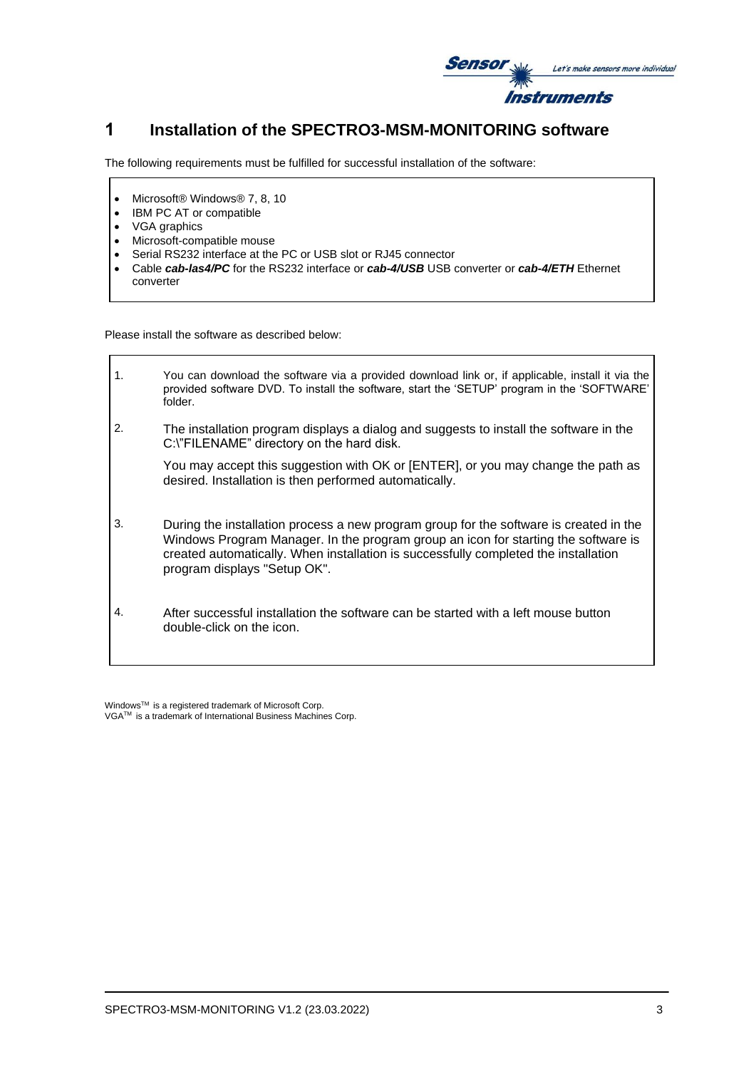# 1 Installation of the SPECTRO3-MSM-MONITORING software

The following requirements must be fulfilled for successful installation of the software:

- Microsoft® Windows® 7, 8, 10
- IBM PC AT or compatible
- VGA graphics
- Microsoft-compatible mouse
- Serial RS232 interface at the PC or USB slot or RJ45 connector
- Cable ***cab-las4/PC*** for the RS232 interface or ***cab-4/USB*** USB converter or ***cab-4/ETH*** Ethernet converter

Please install the software as described below:

1. You can download the software via a provided download link or, if applicable, install it via the provided software DVD. To install the software, start the 'SETUP' program in the 'SOFTWARE' folder.

2. The installation program displays a dialog and suggests to install the software in the C:\"FILENAME" directory on the hard disk.

   You may accept this suggestion with OK or [ENTER], or you may change the path as desired. Installation is then performed automatically.

3. During the installation process a new program group for the software is created in the Windows Program Manager. In the program group an icon for starting the software is created automatically. When installation is successfully completed the installation program displays "Setup OK".

4. After successful installation the software can be started with a left mouse button double-click on the icon.

Windows™ is a registered trademark of Microsoft Corp.
VGA™ is a trademark of International Business Machines Corp.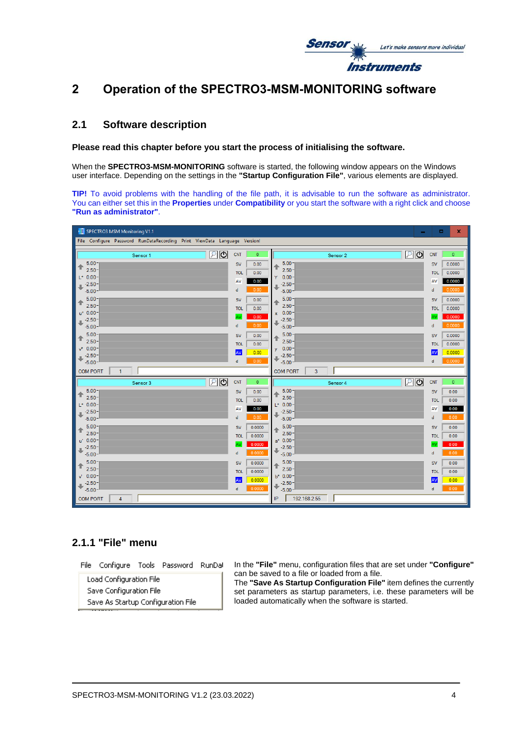# 2 Operation of the SPECTRO3-MSM-MONITORING software

## 2.1 Software description

**Please read this chapter before you start the process of initialising the software.**

When the **SPECTRO3-MSM-MONITORING** software is started, the following window appears on the Windows user interface. Depending on the settings in the **"Startup Configuration File"**, various elements are displayed.

**TIP!** To avoid problems with the handling of the file path, it is advisable to run the software as administrator. You can either set this in the **Properties** under **Compatibility** or you start the software with a right click and choose **"Run as administrator"**.

### 2.1.1 "File" menu

In the **"File"** menu, configuration files that are set under **"Configure"** can be saved to a file or loaded from a file.

The **"Save As Startup Configuration File"** item defines the currently set parameters as startup parameters, i.e. these parameters will be loaded automatically when the software is started.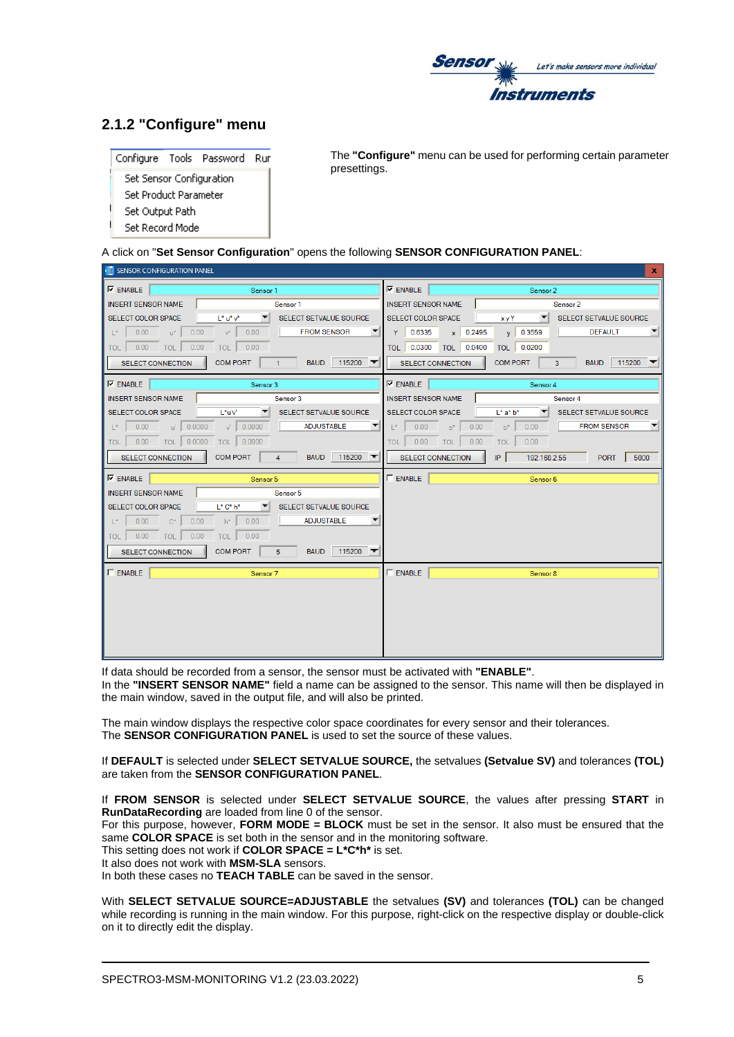## 2.1.2 "Configure" menu

Configure Tools Password Run

Set Sensor Configuration
Set Product Parameter
Set Output Path
Set Record Mode

The **"Configure"** menu can be used for performing certain parameter presettings.

A click on "**Set Sensor Configuration**" opens the following **SENSOR CONFIGURATION PANEL**:

SENSOR CONFIGURATION PANEL

If data should be recorded from a sensor, the sensor must be activated with **"ENABLE"**.
In the **"INSERT SENSOR NAME"** field a name can be assigned to the sensor. This name will then be displayed in the main window, saved in the output file, and will also be printed.

The main window displays the respective color space coordinates for every sensor and their tolerances.
The **SENSOR CONFIGURATION PANEL** is used to set the source of these values.

If **DEFAULT** is selected under **SELECT SETVALUE SOURCE,** the setvalues **(Setvalue SV)** and tolerances **(TOL)** are taken from the **SENSOR CONFIGURATION PANEL**.

If **FROM SENSOR** is selected under **SELECT SETVALUE SOURCE**, the values after pressing **START** in **RunDataRecording** are loaded from line 0 of the sensor.
For this purpose, however, **FORM MODE = BLOCK** must be set in the sensor. It also must be ensured that the same **COLOR SPACE** is set both in the sensor and in the monitoring software.
This setting does not work if **COLOR SPACE = L\*C\*h\*** is set.
It also does not work with **MSM-SLA** sensors.
In both these cases no **TEACH TABLE** can be saved in the sensor.

With **SELECT SETVALUE SOURCE=ADJUSTABLE** the setvalues **(SV)** and tolerances **(TOL)** can be changed while recording is running in the main window. For this purpose, right-click on the respective display or double-click on it to directly edit the display.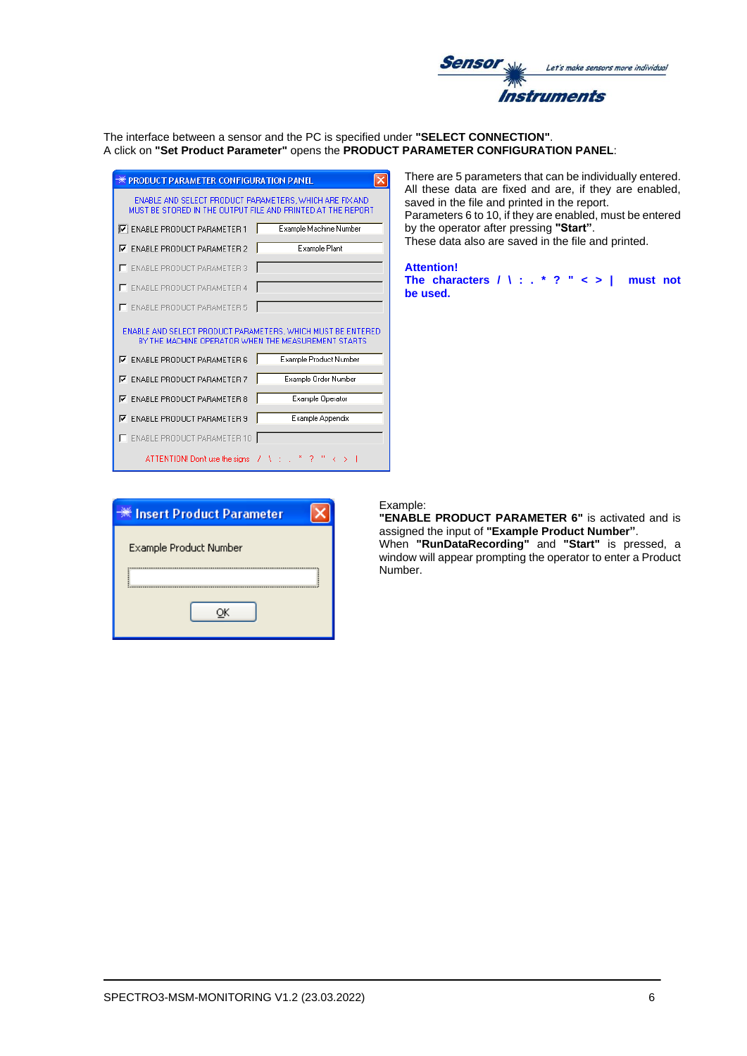The interface between a sensor and the PC is specified under **"SELECT CONNECTION"**.
A click on **"Set Product Parameter"** opens the **PRODUCT PARAMETER CONFIGURATION PANEL**:

PRODUCT PARAMETER CONFIGURATION PANEL

ENABLE AND SELECT PRODUCT PARAMETERS, WHICH ARE FIX AND MUST BE STORED IN THE OUTPUT FILE AND PRINTED AT THE REPORT

- [x] ENABLE PRODUCT PARAMETER 1 — Example Machine Number
- [x] ENABLE PRODUCT PARAMETER 2 — Example Plant
- [ ] ENABLE PRODUCT PARAMETER 3
- [ ] ENABLE PRODUCT PARAMETER 4
- [ ] ENABLE PRODUCT PARAMETER 5

ENABLE AND SELECT PRODUCT PARAMETERS, WHICH MUST BE ENTERED BY THE MACHINE OPERATOR WHEN THE MEASUREMENT STARTS

- [x] ENABLE PRODUCT PARAMETER 6 — Example Product Number
- [x] ENABLE PRODUCT PARAMETER 7 — Example Order Number
- [x] ENABLE PRODUCT PARAMETER 8 — Example Operator
- [x] ENABLE PRODUCT PARAMETER 9 — Example Appendix
- [ ] ENABLE PRODUCT PARAMETER 10

ATTENTION! Dont use the signs / \ : . * ? " < > |

There are 5 parameters that can be individually entered. All these data are fixed and are, if they are enabled, saved in the file and printed in the report.
Parameters 6 to 10, if they are enabled, must be entered by the operator after pressing **"Start"**.
These data also are saved in the file and printed.

**Attention!**
**The characters / \ : . * ? " < > | must not be used.**

Insert Product Parameter

Example Product Number

OK

Example:
**"ENABLE PRODUCT PARAMETER 6"** is activated and is assigned the input of **"Example Product Number"**.
When **"RunDataRecording"** and **"Start"** is pressed, a window will appear prompting the operator to enter a Product Number.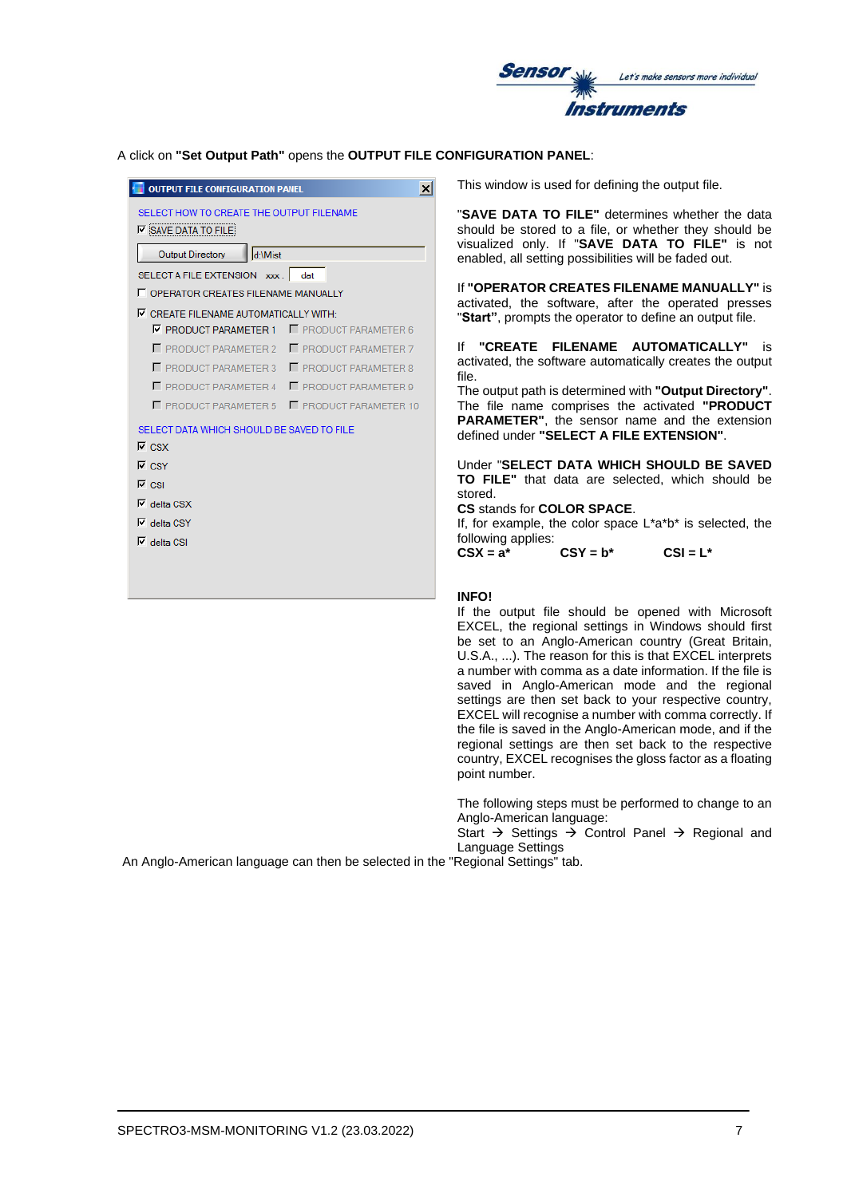A click on **"Set Output Path"** opens the **OUTPUT FILE CONFIGURATION PANEL**:

OUTPUT FILE CONFIGURATION PANEL

SELECT HOW TO CREATE THE OUTPUT FILENAME

☑ SAVE DATA TO FILE

Output Directory d:\Mist

SELECT A FILE EXTENSION xxx . dat

☐ OPERATOR CREATES FILENAME MANUALLY

☑ CREATE FILENAME AUTOMATICALLY WITH:

☑ PRODUCT PARAMETER 1 ☐ PRODUCT PARAMETER 6

☐ PRODUCT PARAMETER 2 ☐ PRODUCT PARAMETER 7

☐ PRODUCT PARAMETER 3 ☐ PRODUCT PARAMETER 8

☐ PRODUCT PARAMETER 4 ☐ PRODUCT PARAMETER 9

☐ PRODUCT PARAMETER 5 ☐ PRODUCT PARAMETER 10

SELECT DATA WHICH SHOULD BE SAVED TO FILE

☑ CSX

☑ CSY

☑ CSI

☑ delta CSX

☑ delta CSY

☑ delta CSI

This window is used for defining the output file.

**"SAVE DATA TO FILE"** determines whether the data should be stored to a file, or whether they should be visualized only. If "**SAVE DATA TO FILE"** is not enabled, all setting possibilities will be faded out.

If **"OPERATOR CREATES FILENAME MANUALLY"** is activated, the software, after the operated presses "**Start"**, prompts the operator to define an output file.

If **"CREATE FILENAME AUTOMATICALLY"** is activated, the software automatically creates the output file.
The output path is determined with **"Output Directory"**. The file name comprises the activated **"PRODUCT PARAMETER"**, the sensor name and the extension defined under **"SELECT A FILE EXTENSION"**.

Under "**SELECT DATA WHICH SHOULD BE SAVED TO FILE"** that data are selected, which should be stored.
**CS** stands for **COLOR SPACE**.
If, for example, the color space L\*a\*b\* is selected, the following applies:
**CSX = a\*** **CSY = b\*** **CSI = L\***

**INFO!**
If the output file should be opened with Microsoft EXCEL, the regional settings in Windows should first be set to an Anglo-American country (Great Britain, U.S.A., ...). The reason for this is that EXCEL interprets a number with comma as a date information. If the file is saved in Anglo-American mode and the regional settings are then set back to your respective country, EXCEL will recognise a number with comma correctly. If the file is saved in the Anglo-American mode, and if the regional settings are then set back to the respective country, EXCEL recognises the gloss factor as a floating point number.

The following steps must be performed to change to an Anglo-American language:
Start → Settings → Control Panel → Regional and Language Settings
An Anglo-American language can then be selected in the "Regional Settings" tab.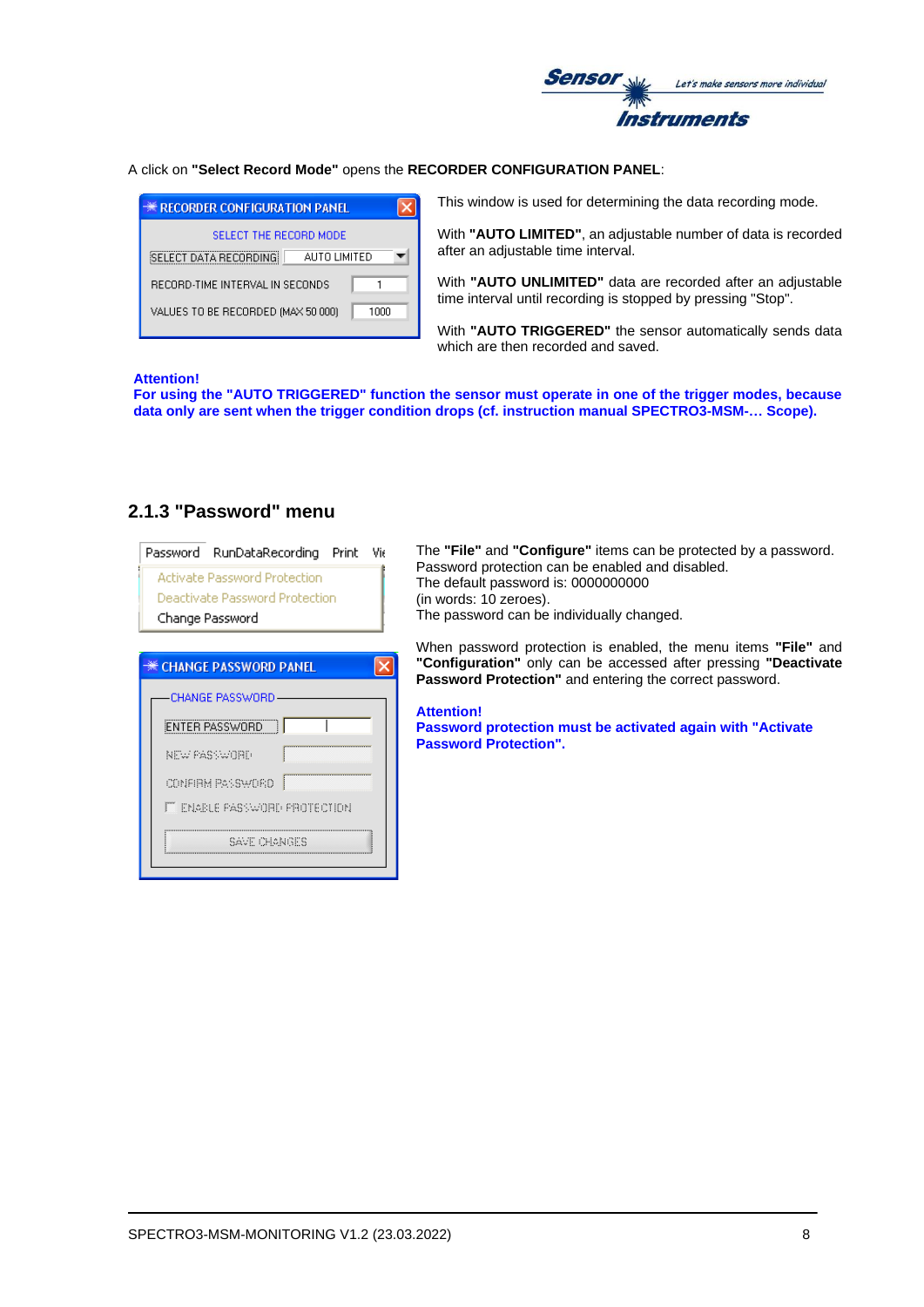A click on **"Select Record Mode"** opens the **RECORDER CONFIGURATION PANEL**:

This window is used for determining the data recording mode.

With **"AUTO LIMITED"**, an adjustable number of data is recorded after an adjustable time interval.

With **"AUTO UNLIMITED"** data are recorded after an adjustable time interval until recording is stopped by pressing "Stop".

With **"AUTO TRIGGERED"** the sensor automatically sends data which are then recorded and saved.

**Attention!**
**For using the "AUTO TRIGGERED" function the sensor must operate in one of the trigger modes, because data only are sent when the trigger condition drops (cf. instruction manual SPECTRO3-MSM-… Scope).**

## 2.1.3 "Password" menu

The **"File"** and **"Configure"** items can be protected by a password.
Password protection can be enabled and disabled.
The default password is: 0000000000
(in words: 10 zeroes).
The password can be individually changed.

When password protection is enabled, the menu items **"File"** and **"Configuration"** only can be accessed after pressing **"Deactivate Password Protection"** and entering the correct password.

**Attention!**
**Password protection must be activated again with "Activate Password Protection".**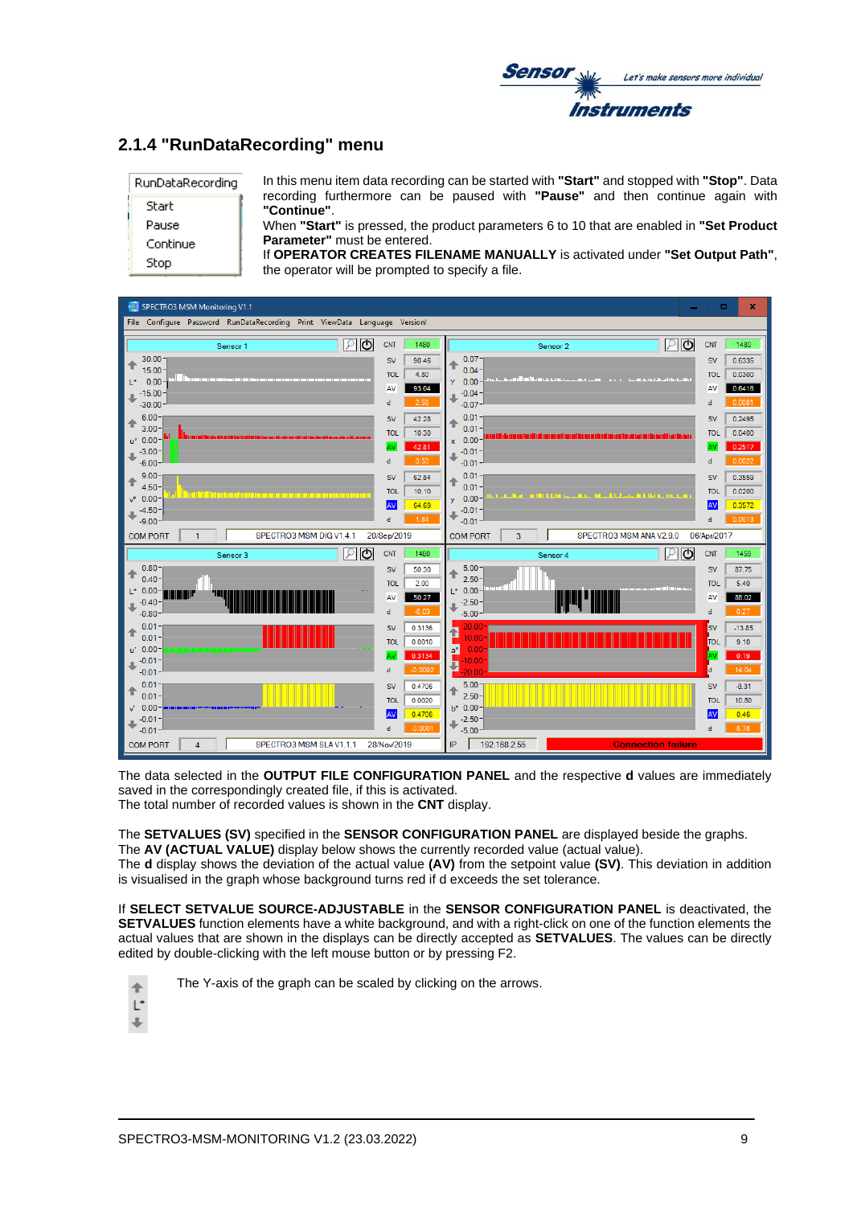## 2.1.4 "RunDataRecording" menu

In this menu item data recording can be started with **"Start"** and stopped with **"Stop"**. Data recording furthermore can be paused with **"Pause"** and then continue again with **"Continue"**.
When **"Start"** is pressed, the product parameters 6 to 10 that are enabled in **"Set Product Parameter"** must be entered.
If **OPERATOR CREATES FILENAME MANUALLY** is activated under **"Set Output Path"**, the operator will be prompted to specify a file.

The data selected in the **OUTPUT FILE CONFIGURATION PANEL** and the respective **d** values are immediately saved in the correspondingly created file, if this is activated.
The total number of recorded values is shown in the **CNT** display.

The **SETVALUES (SV)** specified in the **SENSOR CONFIGURATION PANEL** are displayed beside the graphs.
The **AV (ACTUAL VALUE)** display below shows the currently recorded value (actual value).
The **d** display shows the deviation of the actual value **(AV)** from the setpoint value **(SV)**. This deviation in addition is visualised in the graph whose background turns red if d exceeds the tolerance.

If **SELECT SETVALUE SOURCE-ADJUSTABLE** in the **SENSOR CONFIGURATION PANEL** is deactivated, the **SETVALUES** function elements have a white background, and with a right-click on one of the function elements the actual values that are shown in the displays can be directly accepted as **SETVALUES**. The values can be directly edited by double-clicking with the left mouse button or by pressing F2.

The Y-axis of the graph can be scaled by clicking on the arrows.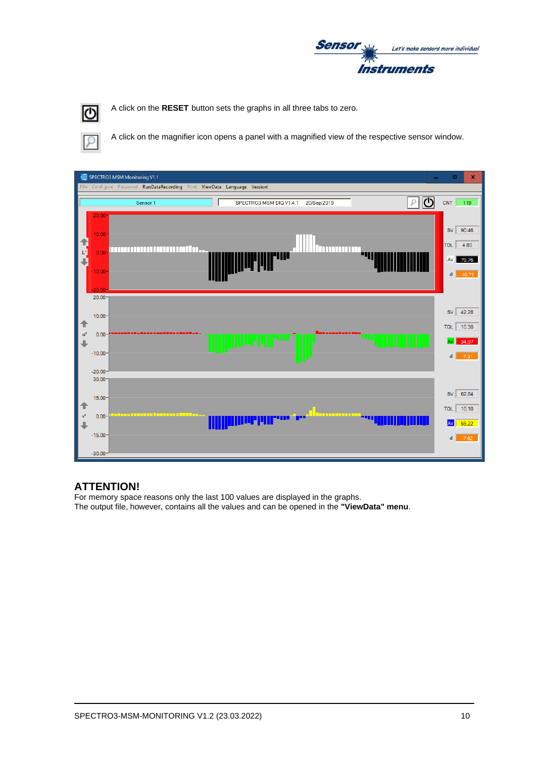A click on the **RESET** button sets the graphs in all three tabs to zero.

A click on the magnifier icon opens a panel with a magnified view of the respective sensor window.

SPECTRO3 MSM Monitoring V1.1

File Configure Password RunDataRecording Print ViewData Language Version!

Sensor 1

SPECTRO3 MSM DIG V1.4.1 20/Sep/2019

CNT 119

20.00
10.00
L*
0.00
-10.00
-20.00

SV 90.46
TOL 4.80
AV 79.76
d -10.71

20.00
10.00
u*
0.00
-10.00
-20.00

SV 42.28
TOL 10.30
AV 34.97
d -7.31

30.00
15.00
v*
0.00
-15.00
-30.00

SV 62.84
TOL 10.10
AV 55.22
d -7.62

## ATTENTION!

For memory space reasons only the last 100 values are displayed in the graphs.
The output file, however, contains all the values and can be opened in the **"ViewData" menu**.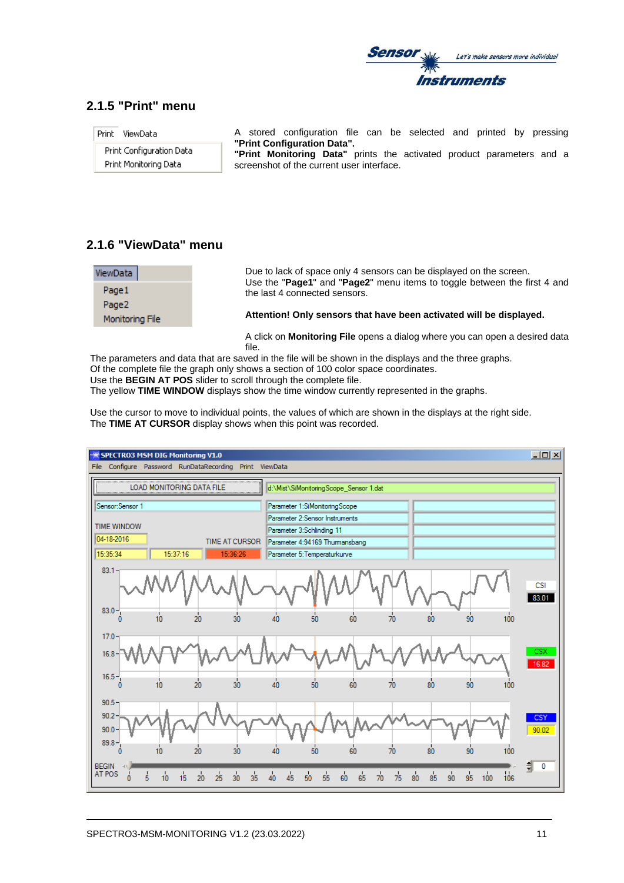## 2.1.5 "Print" menu

Print ViewData

Print Configuration Data

Print Monitoring Data

A stored configuration file can be selected and printed by pressing **"Print Configuration Data"**.

**"Print Monitoring Data"** prints the activated product parameters and a screenshot of the current user interface.

## 2.1.6 "ViewData" menu

ViewData

Page1

Page2

Monitoring File

Due to lack of space only 4 sensors can be displayed on the screen.
Use the "**Page1**" and "**Page2**" menu items to toggle between the first 4 and the last 4 connected sensors.

**Attention! Only sensors that have been activated will be displayed.**

A click on **Monitoring File** opens a dialog where you can open a desired data file.

The parameters and data that are saved in the file will be shown in the displays and the three graphs.
Of the complete file the graph only shows a section of 100 color space coordinates.
Use the **BEGIN AT POS** slider to scroll through the complete file.
The yellow **TIME WINDOW** displays show the time window currently represented in the graphs.

Use the cursor to move to individual points, the values of which are shown in the displays at the right side.
The **TIME AT CURSOR** display shows when this point was recorded.

SPECTRO3 MSM DIG Monitoring V1.0

File Configure Password RunDataRecording Print ViewData

LOAD MONITORING DATA FILE

d:\Mist\SiMonitoringScope_Sensor 1.dat

Sensor:Sensor 1

Parameter 1:SiMonitoringScope

Parameter 2:Sensor Instruments

Parameter 3:Schlinding 11

Parameter 4:94169 Thurmansbang

Parameter 5:Temperaturkurve

TIME WINDOW

TIME AT CURSOR

04-18-2016

15:35:34

15:37:16

15:36:26

83.1

83.0

17.0

16.8

16.5

90.5

90.2

90.0

89.8

0 10 20 30 40 50 60 70 80 90 100

CSI

83.01

CSX

16.82

CSY

90.02

BEGIN AT POS

0 5 10 15 20 25 30 35 40 45 50 55 60 65 70 75 80 85 90 95 100 106

0